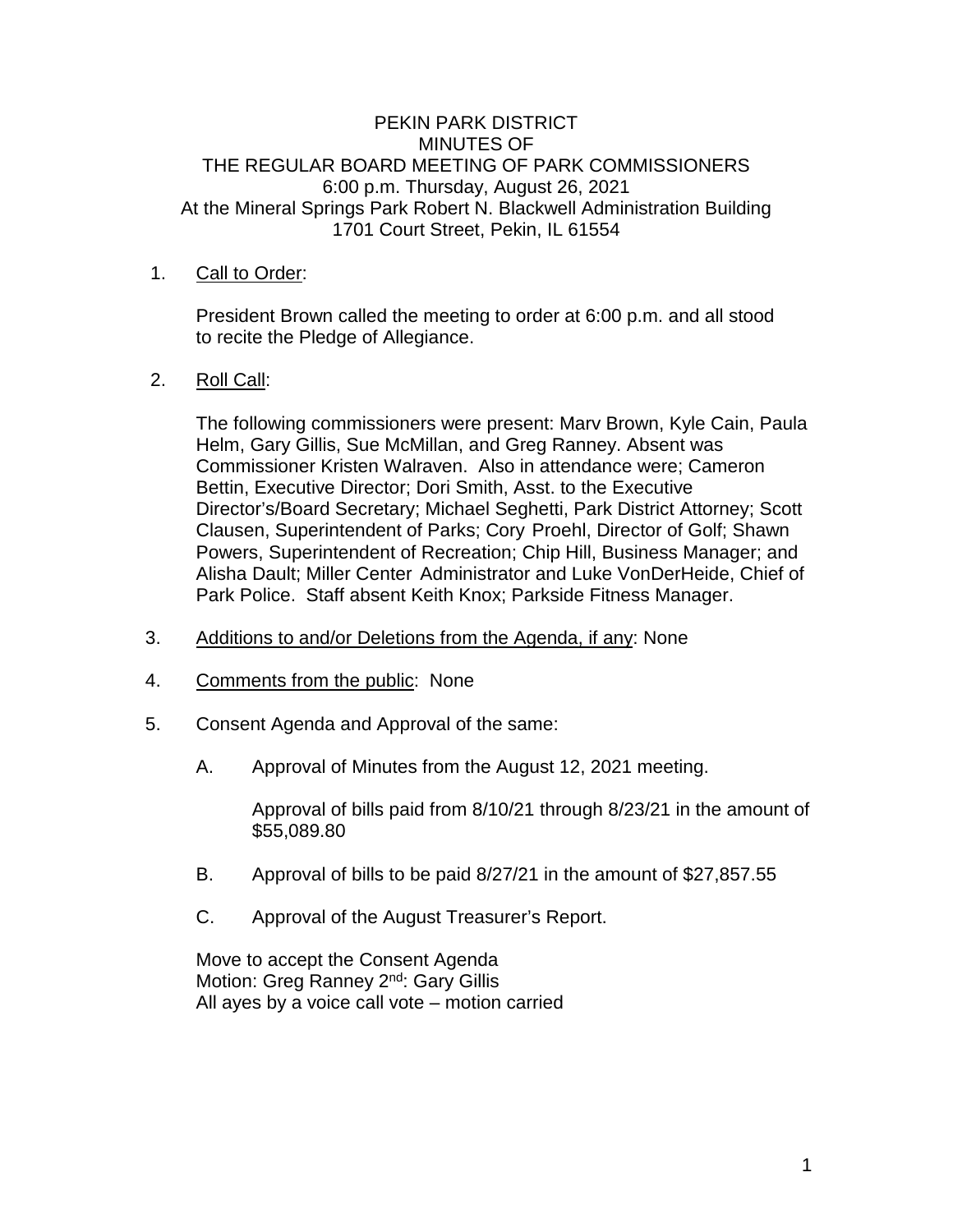PEKIN PARK DISTRICT
MINUTES OF
THE REGULAR BOARD MEETING OF PARK COMMISSIONERS
6:00 p.m. Thursday, August 26, 2021
At the Mineral Springs Park Robert N. Blackwell Administration Building
1701 Court Street, Pekin, IL 61554

1. Call to Order:

   President Brown called the meeting to order at 6:00 p.m. and all stood to recite the Pledge of Allegiance.

2. Roll Call:

   The following commissioners were present: Marv Brown, Kyle Cain, Paula Helm, Gary Gillis, Sue McMillan, and Greg Ranney. Absent was Commissioner Kristen Walraven. Also in attendance were; Cameron Bettin, Executive Director; Dori Smith, Asst. to the Executive Director's/Board Secretary; Michael Seghetti, Park District Attorney; Scott Clausen, Superintendent of Parks; Cory Proehl, Director of Golf; Shawn Powers, Superintendent of Recreation; Chip Hill, Business Manager; and Alisha Dault; Miller Center Administrator and Luke VonDerHeide, Chief of Park Police. Staff absent Keith Knox; Parkside Fitness Manager.

3. Additions to and/or Deletions from the Agenda, if any: None

4. Comments from the public: None

5. Consent Agenda and Approval of the same:

   A. Approval of Minutes from the August 12, 2021 meeting.

      Approval of bills paid from 8/10/21 through 8/23/21 in the amount of $55,089.80

   B. Approval of bills to be paid 8/27/21 in the amount of $27,857.55

   C. Approval of the August Treasurer's Report.

   Move to accept the Consent Agenda
   Motion: Greg Ranney 2nd: Gary Gillis
   All ayes by a voice call vote – motion carried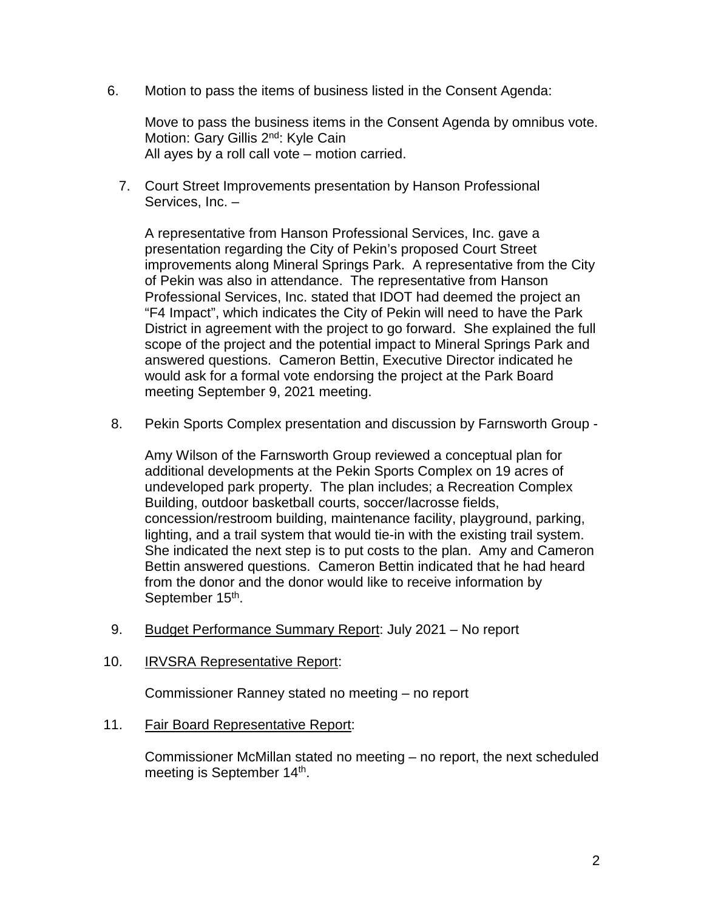6. Motion to pass the items of business listed in the Consent Agenda:

   Move to pass the business items in the Consent Agenda by omnibus vote.
   Motion: Gary Gillis 2nd: Kyle Cain
   All ayes by a roll call vote – motion carried.

7. Court Street Improvements presentation by Hanson Professional Services, Inc. –

   A representative from Hanson Professional Services, Inc. gave a presentation regarding the City of Pekin's proposed Court Street improvements along Mineral Springs Park. A representative from the City of Pekin was also in attendance. The representative from Hanson Professional Services, Inc. stated that IDOT had deemed the project an "F4 Impact", which indicates the City of Pekin will need to have the Park District in agreement with the project to go forward. She explained the full scope of the project and the potential impact to Mineral Springs Park and answered questions. Cameron Bettin, Executive Director indicated he would ask for a formal vote endorsing the project at the Park Board meeting September 9, 2021 meeting.

8. Pekin Sports Complex presentation and discussion by Farnsworth Group -

   Amy Wilson of the Farnsworth Group reviewed a conceptual plan for additional developments at the Pekin Sports Complex on 19 acres of undeveloped park property. The plan includes; a Recreation Complex Building, outdoor basketball courts, soccer/lacrosse fields, concession/restroom building, maintenance facility, playground, parking, lighting, and a trail system that would tie-in with the existing trail system. She indicated the next step is to put costs to the plan. Amy and Cameron Bettin answered questions. Cameron Bettin indicated that he had heard from the donor and the donor would like to receive information by September 15th.

9. Budget Performance Summary Report: July 2021 – No report

10. IRVSRA Representative Report:

    Commissioner Ranney stated no meeting – no report

11. Fair Board Representative Report:

    Commissioner McMillan stated no meeting – no report, the next scheduled meeting is September 14th.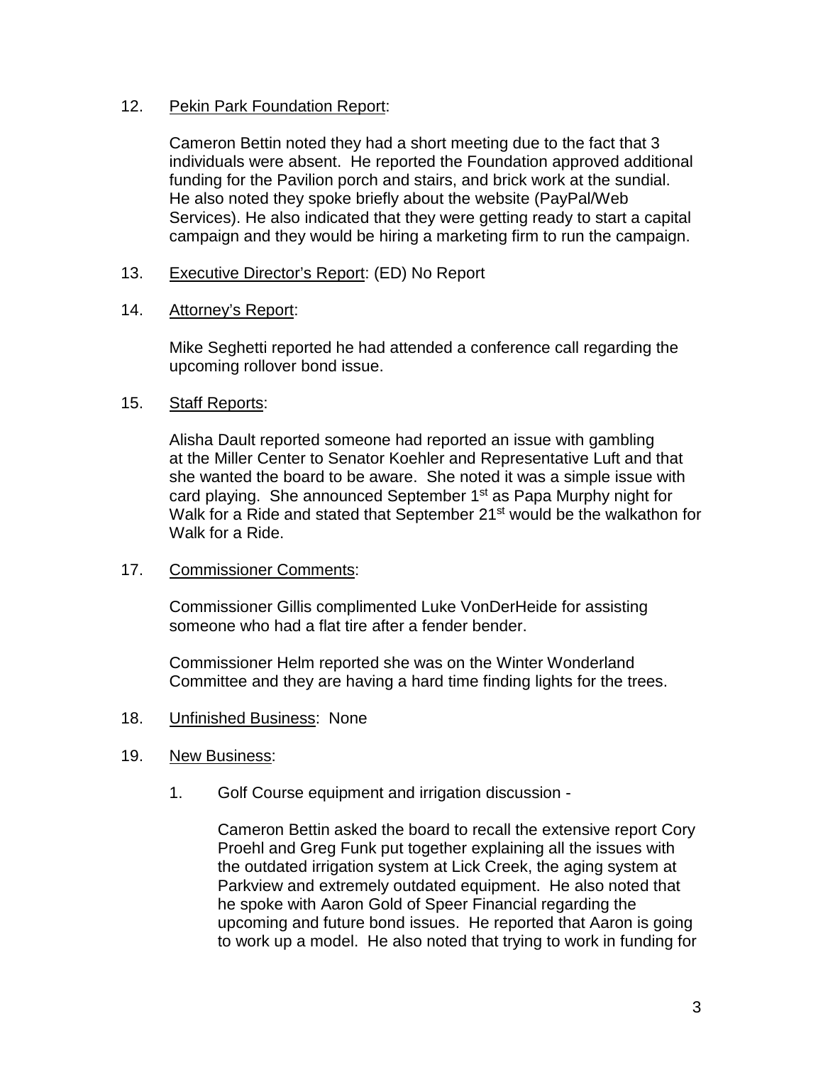12. <u>Pekin Park Foundation Report</u>:

    Cameron Bettin noted they had a short meeting due to the fact that 3 individuals were absent. He reported the Foundation approved additional funding for the Pavilion porch and stairs, and brick work at the sundial. He also noted they spoke briefly about the website (PayPal/Web Services). He also indicated that they were getting ready to start a capital campaign and they would be hiring a marketing firm to run the campaign.

13. <u>Executive Director's Report</u>: (ED) No Report

14. <u>Attorney's Report</u>:

    Mike Seghetti reported he had attended a conference call regarding the upcoming rollover bond issue.

15. <u>Staff Reports</u>:

    Alisha Dault reported someone had reported an issue with gambling at the Miller Center to Senator Koehler and Representative Luft and that she wanted the board to be aware. She noted it was a simple issue with card playing. She announced September 1st as Papa Murphy night for Walk for a Ride and stated that September 21st would be the walkathon for Walk for a Ride.

17. <u>Commissioner Comments</u>:

    Commissioner Gillis complimented Luke VonDerHeide for assisting someone who had a flat tire after a fender bender.

    Commissioner Helm reported she was on the Winter Wonderland Committee and they are having a hard time finding lights for the trees.

18. <u>Unfinished Business</u>: None

19. <u>New Business</u>:

    1. Golf Course equipment and irrigation discussion -

       Cameron Bettin asked the board to recall the extensive report Cory Proehl and Greg Funk put together explaining all the issues with the outdated irrigation system at Lick Creek, the aging system at Parkview and extremely outdated equipment. He also noted that he spoke with Aaron Gold of Speer Financial regarding the upcoming and future bond issues. He reported that Aaron is going to work up a model. He also noted that trying to work in funding for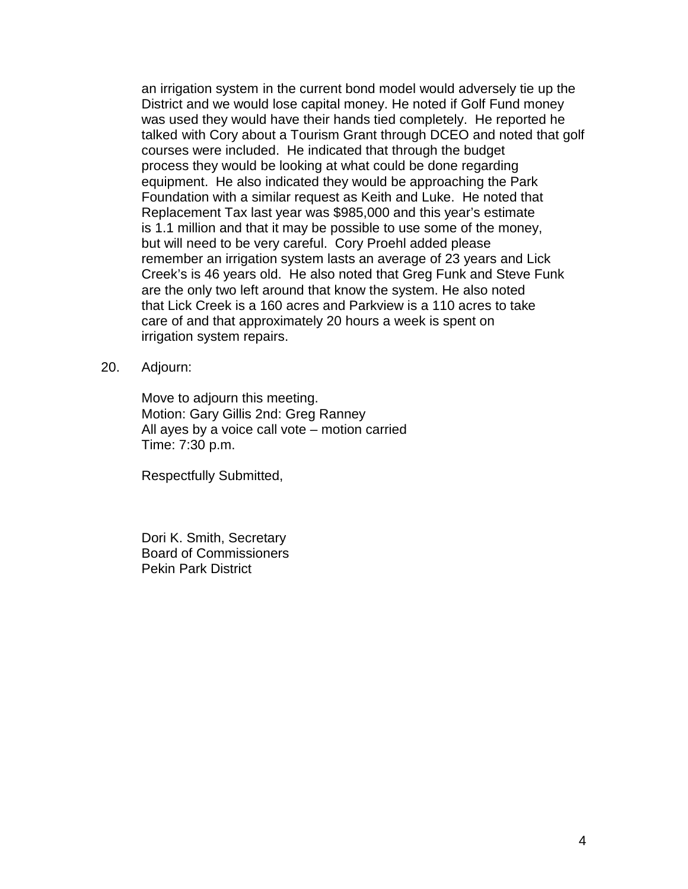an irrigation system in the current bond model would adversely tie up the District and we would lose capital money. He noted if Golf Fund money was used they would have their hands tied completely. He reported he talked with Cory about a Tourism Grant through DCEO and noted that golf courses were included. He indicated that through the budget process they would be looking at what could be done regarding equipment. He also indicated they would be approaching the Park Foundation with a similar request as Keith and Luke. He noted that Replacement Tax last year was $985,000 and this year's estimate is 1.1 million and that it may be possible to use some of the money, but will need to be very careful. Cory Proehl added please remember an irrigation system lasts an average of 23 years and Lick Creek's is 46 years old. He also noted that Greg Funk and Steve Funk are the only two left around that know the system. He also noted that Lick Creek is a 160 acres and Parkview is a 110 acres to take care of and that approximately 20 hours a week is spent on irrigation system repairs.

20. Adjourn:

Move to adjourn this meeting.
Motion: Gary Gillis 2nd: Greg Ranney
All ayes by a voice call vote – motion carried
Time: 7:30 p.m.

Respectfully Submitted,

Dori K. Smith, Secretary
Board of Commissioners
Pekin Park District